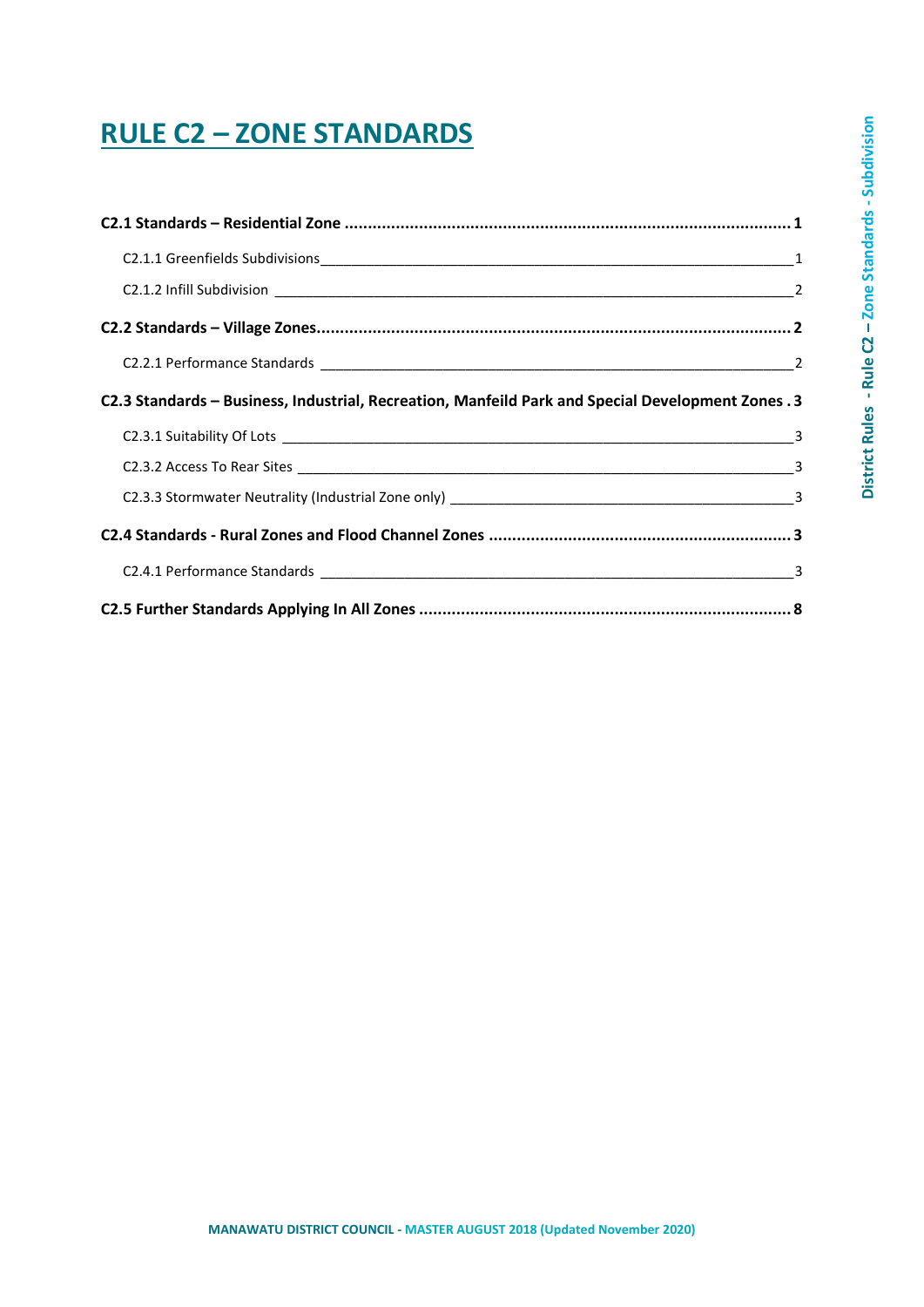# RULE C2 – ZONE STANDARDS

**C2.1 Standards – Residential Zone ..... 1**

C2.1.1 Greenfields Subdivisions ..... 1

C2.1.2 Infill Subdivision ..... 2

**C2.2 Standards – Village Zones..... 2**

C2.2.1 Performance Standards ..... 2

**C2.3 Standards – Business, Industrial, Recreation, Manfeild Park and Special Development Zones . 3**

C2.3.1 Suitability Of Lots ..... 3

C2.3.2 Access To Rear Sites ..... 3

C2.3.3 Stormwater Neutrality (Industrial Zone only) ..... 3

**C2.4 Standards - Rural Zones and Flood Channel Zones ..... 3**

C2.4.1 Performance Standards ..... 3

**C2.5 Further Standards Applying In All Zones ..... 8**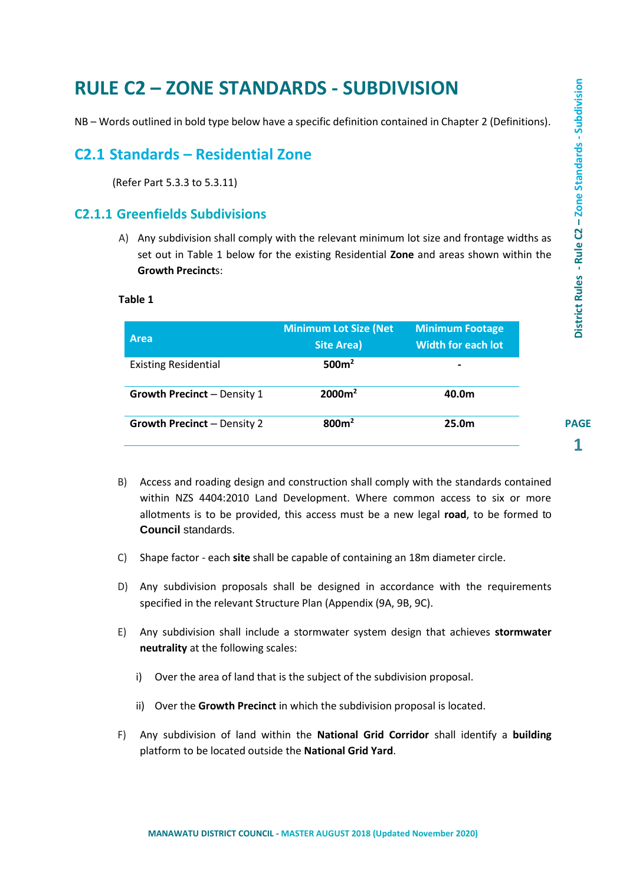# RULE C2 – ZONE STANDARDS - SUBDIVISION

NB – Words outlined in bold type below have a specific definition contained in Chapter 2 (Definitions).

## C2.1 Standards – Residential Zone

(Refer Part 5.3.3 to 5.3.11)

### C2.1.1 Greenfields Subdivisions

A) Any subdivision shall comply with the relevant minimum lot size and frontage widths as set out in Table 1 below for the existing Residential **Zone** and areas shown within the **Growth Precinct**s:

**Table 1**

| Area | Minimum Lot Size (Net Site Area) | Minimum Footage Width for each lot |
|---|---|---|
| Existing Residential | **500m$^2$** | **-** |
| **Growth Precinct** – Density 1 | **2000m$^2$** | **40.0m** |
| **Growth Precinct** – Density 2 | **800m$^2$** | **25.0m** |

B) Access and roading design and construction shall comply with the standards contained within NZS 4404:2010 Land Development. Where common access to six or more allotments is to be provided, this access must be a new legal **road**, to be formed to **Council** standards.

C) Shape factor - each **site** shall be capable of containing an 18m diameter circle.

D) Any subdivision proposals shall be designed in accordance with the requirements specified in the relevant Structure Plan (Appendix (9A, 9B, 9C).

E) Any subdivision shall include a stormwater system design that achieves **stormwater neutrality** at the following scales:

   i) Over the area of land that is the subject of the subdivision proposal.

   ii) Over the **Growth Precinct** in which the subdivision proposal is located.

F) Any subdivision of land within the **National Grid Corridor** shall identify a **building** platform to be located outside the **National Grid Yard**.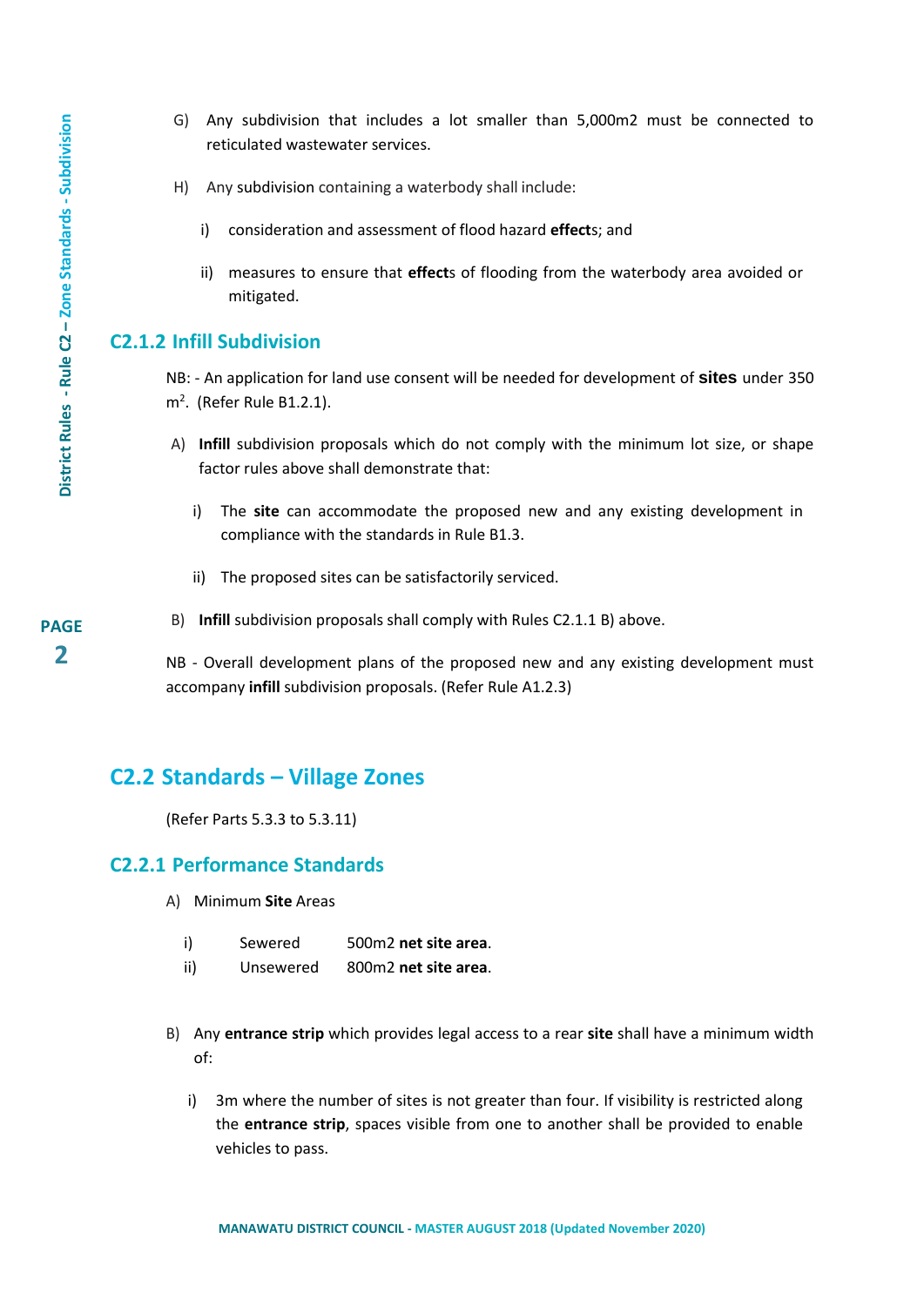G) Any subdivision that includes a lot smaller than 5,000m2 must be connected to reticulated wastewater services.

H) Any subdivision containing a waterbody shall include:

i) consideration and assessment of flood hazard **effect**s; and

ii) measures to ensure that **effect**s of flooding from the waterbody area avoided or mitigated.

### C2.1.2 Infill Subdivision

NB: - An application for land use consent will be needed for development of **sites** under 350 $m^2$. (Refer Rule B1.2.1).

A) **Infill** subdivision proposals which do not comply with the minimum lot size, or shape factor rules above shall demonstrate that:

i) The **site** can accommodate the proposed new and any existing development in compliance with the standards in Rule B1.3.

ii) The proposed sites can be satisfactorily serviced.

B) **Infill** subdivision proposals shall comply with Rules C2.1.1 B) above.

NB - Overall development plans of the proposed new and any existing development must accompany **infill** subdivision proposals. (Refer Rule A1.2.3)

## C2.2 Standards – Village Zones

(Refer Parts 5.3.3 to 5.3.11)

### C2.2.1 Performance Standards

A) Minimum **Site** Areas

| | | |
|---|---|---|
| i) | Sewered | 500m2 **net site area**. |
| ii) | Unsewered | 800m2 **net site area**. |

B) Any **entrance strip** which provides legal access to a rear **site** shall have a minimum width of:

i) 3m where the number of sites is not greater than four. If visibility is restricted along the **entrance strip**, spaces visible from one to another shall be provided to enable vehicles to pass.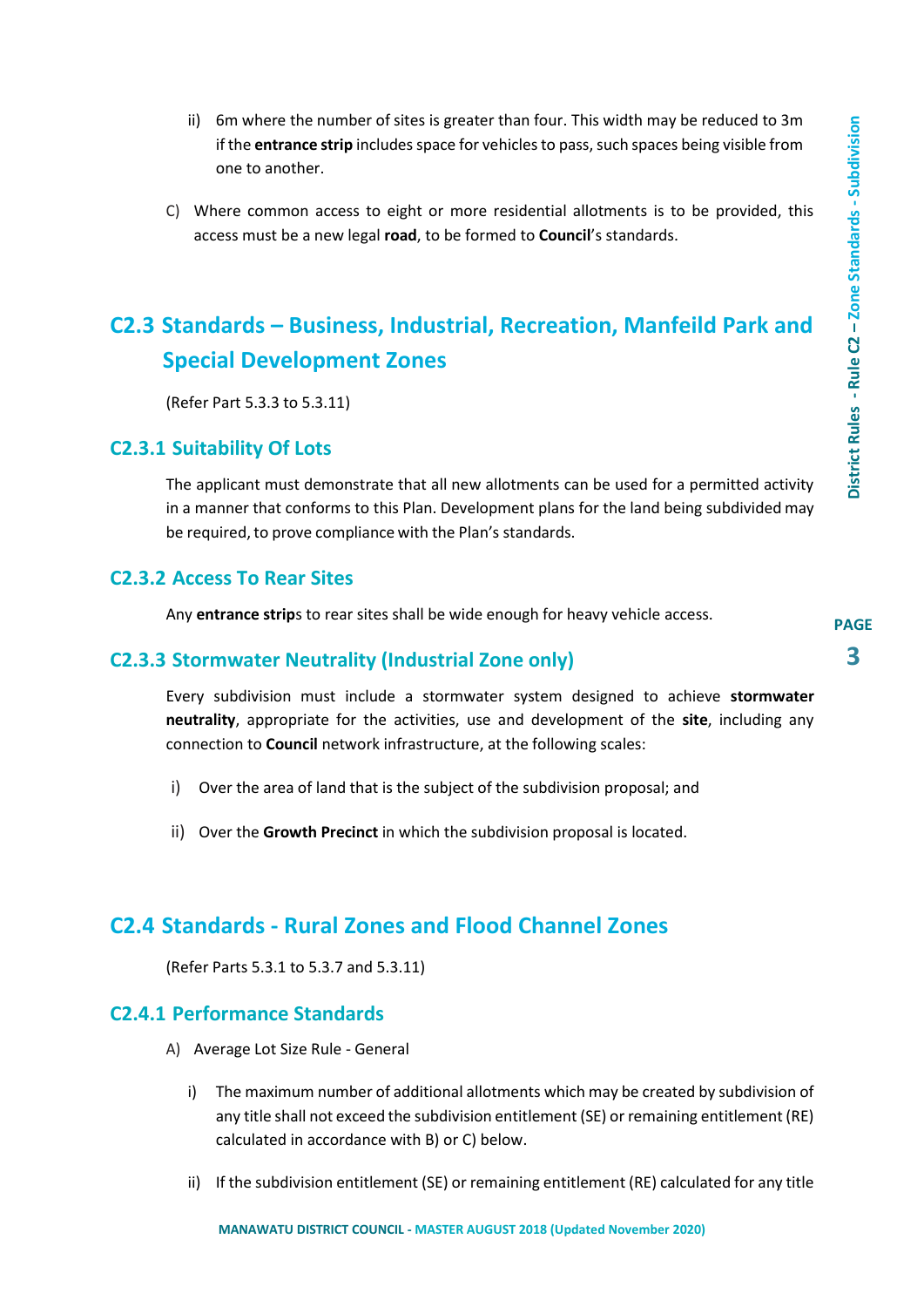ii) 6m where the number of sites is greater than four. This width may be reduced to 3m if the **entrance strip** includes space for vehicles to pass, such spaces being visible from one to another.

C) Where common access to eight or more residential allotments is to be provided, this access must be a new legal **road**, to be formed to **Council**'s standards.

## C2.3 Standards – Business, Industrial, Recreation, Manfeild Park and Special Development Zones

(Refer Part 5.3.3 to 5.3.11)

### C2.3.1 Suitability Of Lots

The applicant must demonstrate that all new allotments can be used for a permitted activity in a manner that conforms to this Plan. Development plans for the land being subdivided may be required, to prove compliance with the Plan's standards.

### C2.3.2 Access To Rear Sites

Any **entrance strip**s to rear sites shall be wide enough for heavy vehicle access.

### C2.3.3 Stormwater Neutrality (Industrial Zone only)

Every subdivision must include a stormwater system designed to achieve **stormwater neutrality**, appropriate for the activities, use and development of the **site**, including any connection to **Council** network infrastructure, at the following scales:

i) Over the area of land that is the subject of the subdivision proposal; and

ii) Over the **Growth Precinct** in which the subdivision proposal is located.

## C2.4 Standards - Rural Zones and Flood Channel Zones

(Refer Parts 5.3.1 to 5.3.7 and 5.3.11)

### C2.4.1 Performance Standards

A) Average Lot Size Rule - General

i) The maximum number of additional allotments which may be created by subdivision of any title shall not exceed the subdivision entitlement (SE) or remaining entitlement (RE) calculated in accordance with B) or C) below.

ii) If the subdivision entitlement (SE) or remaining entitlement (RE) calculated for any title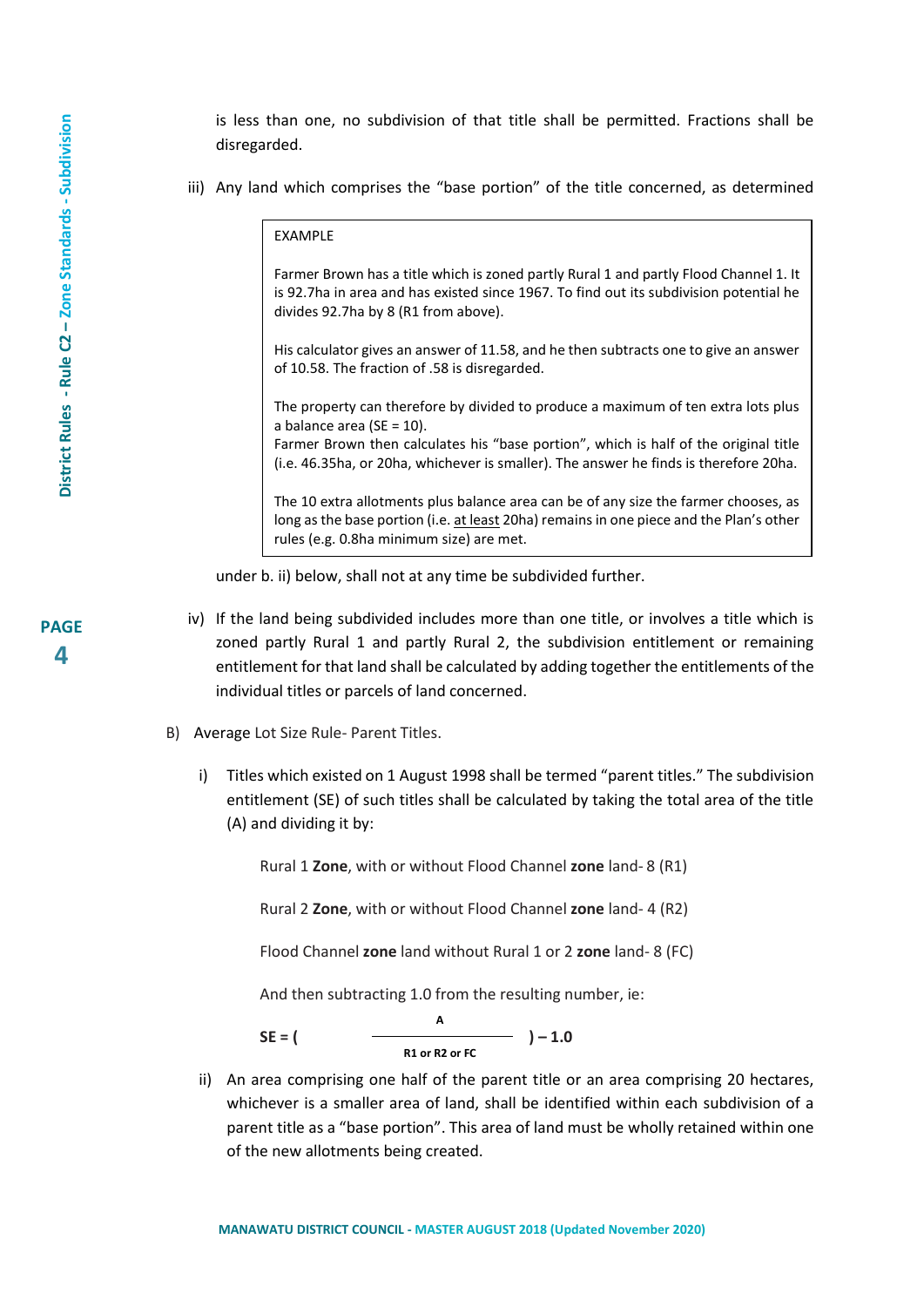is less than one, no subdivision of that title shall be permitted. Fractions shall be disregarded.

iii) Any land which comprises the "base portion" of the title concerned, as determined under b. ii) below, shall not at any time be subdivided further.

> EXAMPLE
>
> Farmer Brown has a title which is zoned partly Rural 1 and partly Flood Channel 1. It is 92.7ha in area and has existed since 1967. To find out its subdivision potential he divides 92.7ha by 8 (R1 from above).
>
> His calculator gives an answer of 11.58, and he then subtracts one to give an answer of 10.58. The fraction of .58 is disregarded.
>
> The property can therefore by divided to produce a maximum of ten extra lots plus a balance area (SE = 10).
> Farmer Brown then calculates his "base portion", which is half of the original title (i.e. 46.35ha, or 20ha, whichever is smaller). The answer he finds is therefore 20ha.
>
> The 10 extra allotments plus balance area can be of any size the farmer chooses, as long as the base portion (i.e. at least 20ha) remains in one piece and the Plan's other rules (e.g. 0.8ha minimum size) are met.

iv) If the land being subdivided includes more than one title, or involves a title which is zoned partly Rural 1 and partly Rural 2, the subdivision entitlement or remaining entitlement for that land shall be calculated by adding together the entitlements of the individual titles or parcels of land concerned.

B) Average Lot Size Rule- Parent Titles.

i) Titles which existed on 1 August 1998 shall be termed "parent titles." The subdivision entitlement (SE) of such titles shall be calculated by taking the total area of the title (A) and dividing it by:

Rural 1 **Zone**, with or without Flood Channel **zone** land- 8 (R1)

Rural 2 **Zone**, with or without Flood Channel **zone** land- 4 (R2)

Flood Channel **zone** land without Rural 1 or 2 **zone** land- 8 (FC)

And then subtracting 1.0 from the resulting number, ie:

$$SE = \left( \frac{A}{\text{R1 or R2 or FC}} \right) - 1.0$$

ii) An area comprising one half of the parent title or an area comprising 20 hectares, whichever is a smaller area of land, shall be identified within each subdivision of a parent title as a "base portion". This area of land must be wholly retained within one of the new allotments being created.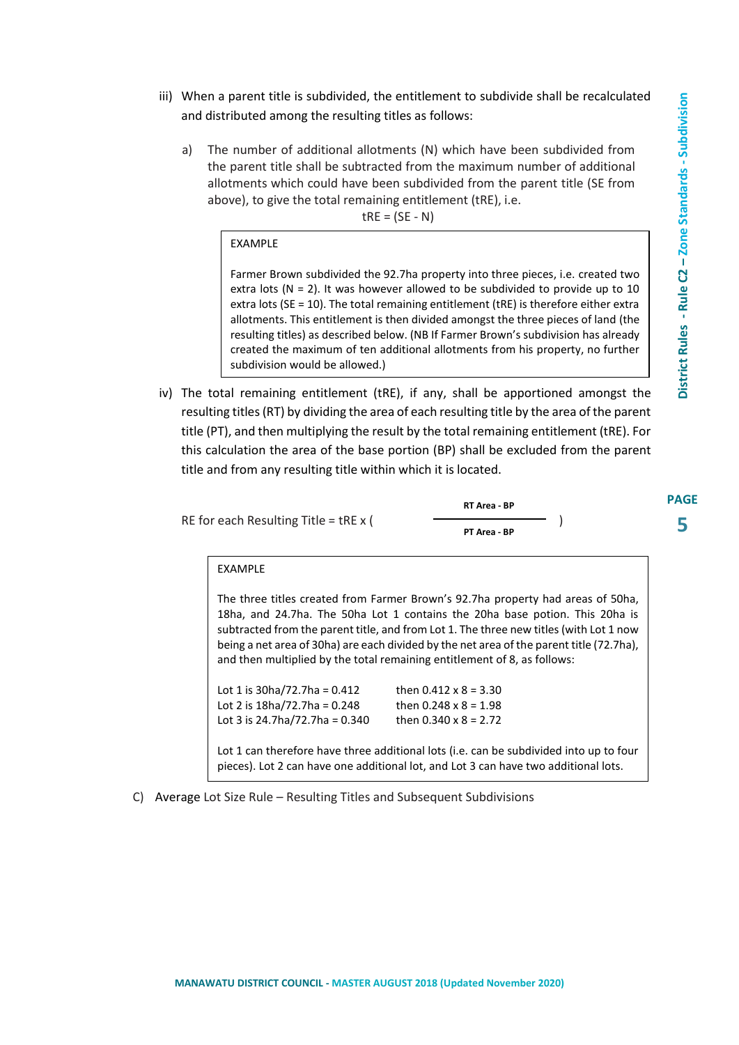iii) When a parent title is subdivided, the entitlement to subdivide shall be recalculated and distributed among the resulting titles as follows:

   a) The number of additional allotments (N) which have been subdivided from the parent title shall be subtracted from the maximum number of additional allotments which could have been subdivided from the parent title (SE from above), to give the total remaining entitlement (tRE), i.e.

$$tRE = (SE - N)$$

> EXAMPLE
>
> Farmer Brown subdivided the 92.7ha property into three pieces, i.e. created two extra lots (N = 2). It was however allowed to be subdivided to provide up to 10 extra lots (SE = 10). The total remaining entitlement (tRE) is therefore either extra allotments. This entitlement is then divided amongst the three pieces of land (the resulting titles) as described below. (NB If Farmer Brown's subdivision has already created the maximum of ten additional allotments from his property, no further subdivision would be allowed.)

iv) The total remaining entitlement (tRE), if any, shall be apportioned amongst the resulting titles (RT) by dividing the area of each resulting title by the area of the parent title (PT), and then multiplying the result by the total remaining entitlement (tRE). For this calculation the area of the base portion (BP) shall be excluded from the parent title and from any resulting title within which it is located.

$$\text{RE for each Resulting Title} = tRE \times \left( \frac{\textbf{RT Area - BP}}{\textbf{PT Area - BP}} \right)$$

> EXAMPLE
>
> The three titles created from Farmer Brown's 92.7ha property had areas of 50ha, 18ha, and 24.7ha. The 50ha Lot 1 contains the 20ha base potion. This 20ha is subtracted from the parent title, and from Lot 1. The three new titles (with Lot 1 now being a net area of 30ha) are each divided by the net area of the parent title (72.7ha), and then multiplied by the total remaining entitlement of 8, as follows:
>
> Lot 1 is 30ha/72.7ha = 0.412 then 0.412 x 8 = 3.30
> Lot 2 is 18ha/72.7ha = 0.248 then 0.248 x 8 = 1.98
> Lot 3 is 24.7ha/72.7ha = 0.340 then 0.340 x 8 = 2.72
>
> Lot 1 can therefore have three additional lots (i.e. can be subdivided into up to four pieces). Lot 2 can have one additional lot, and Lot 3 can have two additional lots.

C) Average Lot Size Rule – Resulting Titles and Subsequent Subdivisions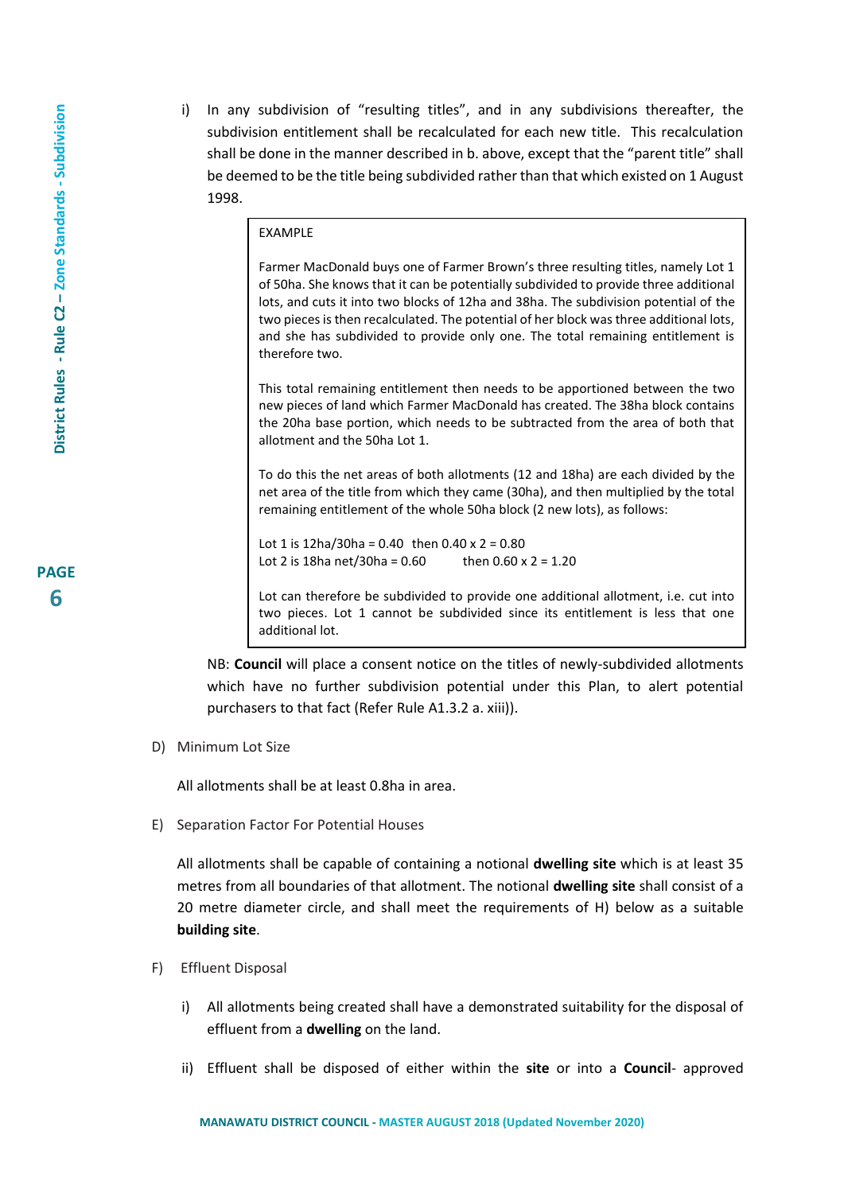i) In any subdivision of "resulting titles", and in any subdivisions thereafter, the subdivision entitlement shall be recalculated for each new title. This recalculation shall be done in the manner described in b. above, except that the "parent title" shall be deemed to be the title being subdivided rather than that which existed on 1 August 1998.

> EXAMPLE
>
> Farmer MacDonald buys one of Farmer Brown's three resulting titles, namely Lot 1 of 50ha. She knows that it can be potentially subdivided to provide three additional lots, and cuts it into two blocks of 12ha and 38ha. The subdivision potential of the two pieces is then recalculated. The potential of her block was three additional lots, and she has subdivided to provide only one. The total remaining entitlement is therefore two.
>
> This total remaining entitlement then needs to be apportioned between the two new pieces of land which Farmer MacDonald has created. The 38ha block contains the 20ha base portion, which needs to be subtracted from the area of both that allotment and the 50ha Lot 1.
>
> To do this the net areas of both allotments (12 and 18ha) are each divided by the net area of the title from which they came (30ha), and then multiplied by the total remaining entitlement of the whole 50ha block (2 new lots), as follows:
>
> Lot 1 is 12ha/30ha = 0.40 then 0.40 x 2 = 0.80
> Lot 2 is 18ha net/30ha = 0.60 then 0.60 x 2 = 1.20
>
> Lot can therefore be subdivided to provide one additional allotment, i.e. cut into two pieces. Lot 1 cannot be subdivided since its entitlement is less that one additional lot.

NB: **Council** will place a consent notice on the titles of newly-subdivided allotments which have no further subdivision potential under this Plan, to alert potential purchasers to that fact (Refer Rule A1.3.2 a. xiii)).

D) Minimum Lot Size

All allotments shall be at least 0.8ha in area.

E) Separation Factor For Potential Houses

All allotments shall be capable of containing a notional **dwelling site** which is at least 35 metres from all boundaries of that allotment. The notional **dwelling site** shall consist of a 20 metre diameter circle, and shall meet the requirements of H) below as a suitable **building site**.

F) Effluent Disposal

i) All allotments being created shall have a demonstrated suitability for the disposal of effluent from a **dwelling** on the land.

ii) Effluent shall be disposed of either within the **site** or into a **Council**- approved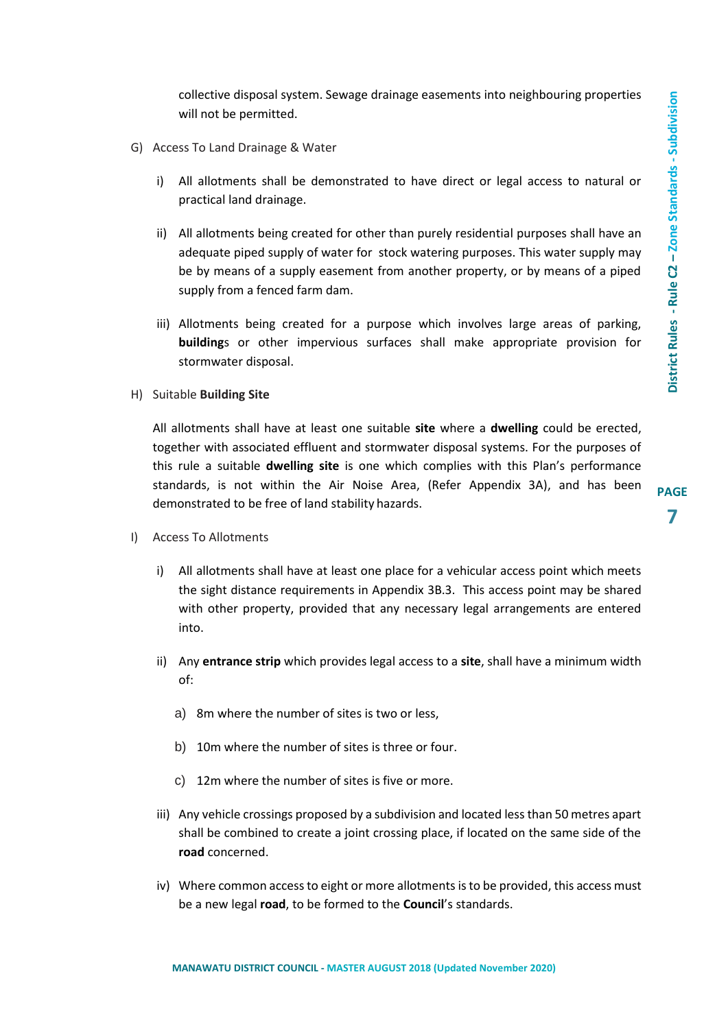collective disposal system. Sewage drainage easements into neighbouring properties will not be permitted.

G) Access To Land Drainage & Water

i) All allotments shall be demonstrated to have direct or legal access to natural or practical land drainage.

ii) All allotments being created for other than purely residential purposes shall have an adequate piped supply of water for stock watering purposes. This water supply may be by means of a supply easement from another property, or by means of a piped supply from a fenced farm dam.

iii) Allotments being created for a purpose which involves large areas of parking, **building**s or other impervious surfaces shall make appropriate provision for stormwater disposal.

H) Suitable **Building Site**

All allotments shall have at least one suitable **site** where a **dwelling** could be erected, together with associated effluent and stormwater disposal systems. For the purposes of this rule a suitable **dwelling site** is one which complies with this Plan's performance standards, is not within the Air Noise Area, (Refer Appendix 3A), and has been demonstrated to be free of land stability hazards.

I) Access To Allotments

i) All allotments shall have at least one place for a vehicular access point which meets the sight distance requirements in Appendix 3B.3. This access point may be shared with other property, provided that any necessary legal arrangements are entered into.

ii) Any **entrance strip** which provides legal access to a **site**, shall have a minimum width of:

a) 8m where the number of sites is two or less,

b) 10m where the number of sites is three or four.

c) 12m where the number of sites is five or more.

iii) Any vehicle crossings proposed by a subdivision and located less than 50 metres apart shall be combined to create a joint crossing place, if located on the same side of the **road** concerned.

iv) Where common access to eight or more allotments is to be provided, this access must be a new legal **road**, to be formed to the **Council**'s standards.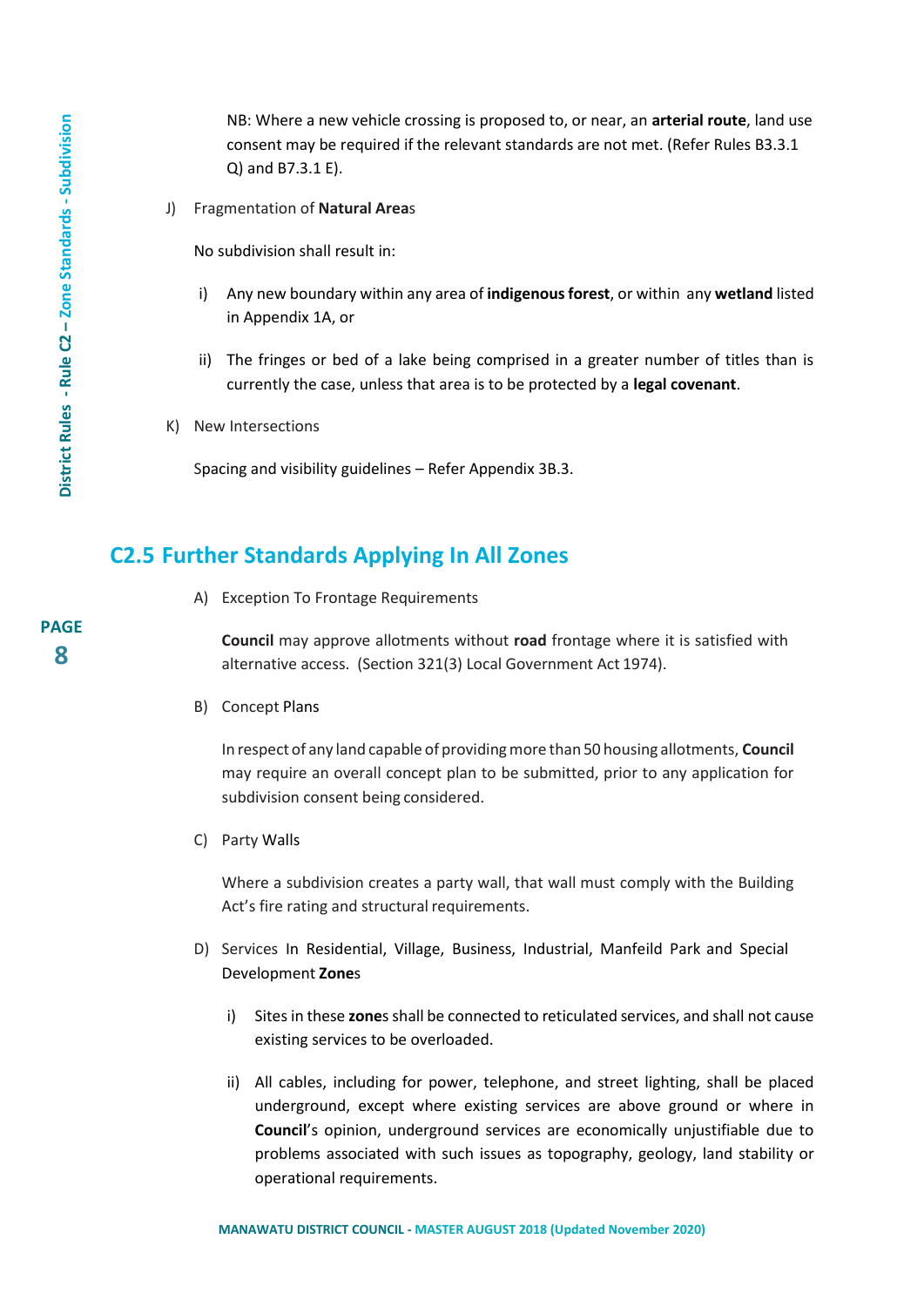NB: Where a new vehicle crossing is proposed to, or near, an **arterial route**, land use consent may be required if the relevant standards are not met. (Refer Rules B3.3.1 Q) and B7.3.1 E).

J) Fragmentation of **Natural Area**s

No subdivision shall result in:

i) Any new boundary within any area of **indigenous forest**, or within any **wetland** listed in Appendix 1A, or

ii) The fringes or bed of a lake being comprised in a greater number of titles than is currently the case, unless that area is to be protected by a **legal covenant**.

K) New Intersections

Spacing and visibility guidelines – Refer Appendix 3B.3.

## C2.5 Further Standards Applying In All Zones

A) Exception To Frontage Requirements

**Council** may approve allotments without **road** frontage where it is satisfied with alternative access. (Section 321(3) Local Government Act 1974).

B) Concept Plans

In respect of any land capable of providing more than 50 housing allotments, **Council** may require an overall concept plan to be submitted, prior to any application for subdivision consent being considered.

C) Party Walls

Where a subdivision creates a party wall, that wall must comply with the Building Act's fire rating and structural requirements.

D) Services In Residential, Village, Business, Industrial, Manfeild Park and Special Development **Zone**s

i) Sites in these **zone**s shall be connected to reticulated services, and shall not cause existing services to be overloaded.

ii) All cables, including for power, telephone, and street lighting, shall be placed underground, except where existing services are above ground or where in **Council**'s opinion, underground services are economically unjustifiable due to problems associated with such issues as topography, geology, land stability or operational requirements.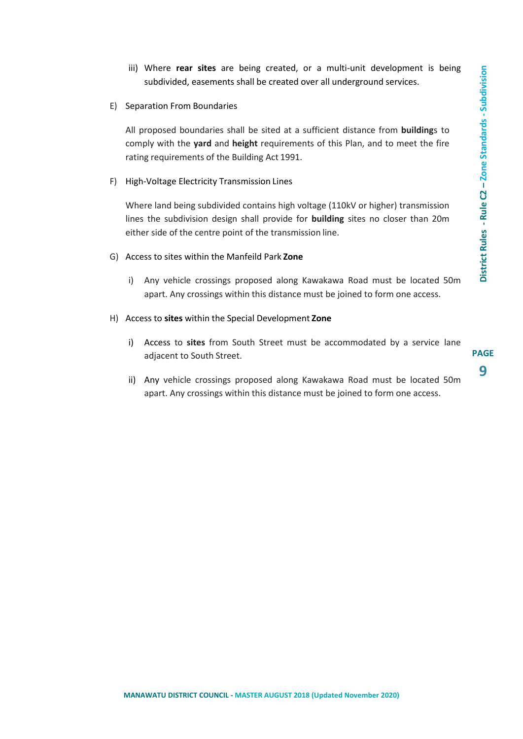iii) Where **rear sites** are being created, or a multi-unit development is being subdivided, easements shall be created over all underground services.

E) Separation From Boundaries

All proposed boundaries shall be sited at a sufficient distance from **building**s to comply with the **yard** and **height** requirements of this Plan, and to meet the fire rating requirements of the Building Act 1991.

F) High-Voltage Electricity Transmission Lines

Where land being subdivided contains high voltage (110kV or higher) transmission lines the subdivision design shall provide for **building** sites no closer than 20m either side of the centre point of the transmission line.

G) Access to sites within the Manfeild Park **Zone**

i) Any vehicle crossings proposed along Kawakawa Road must be located 50m apart. Any crossings within this distance must be joined to form one access.

H) Access to **sites** within the Special Development **Zone**

i) Access to **sites** from South Street must be accommodated by a service lane adjacent to South Street.

ii) Any vehicle crossings proposed along Kawakawa Road must be located 50m apart. Any crossings within this distance must be joined to form one access.